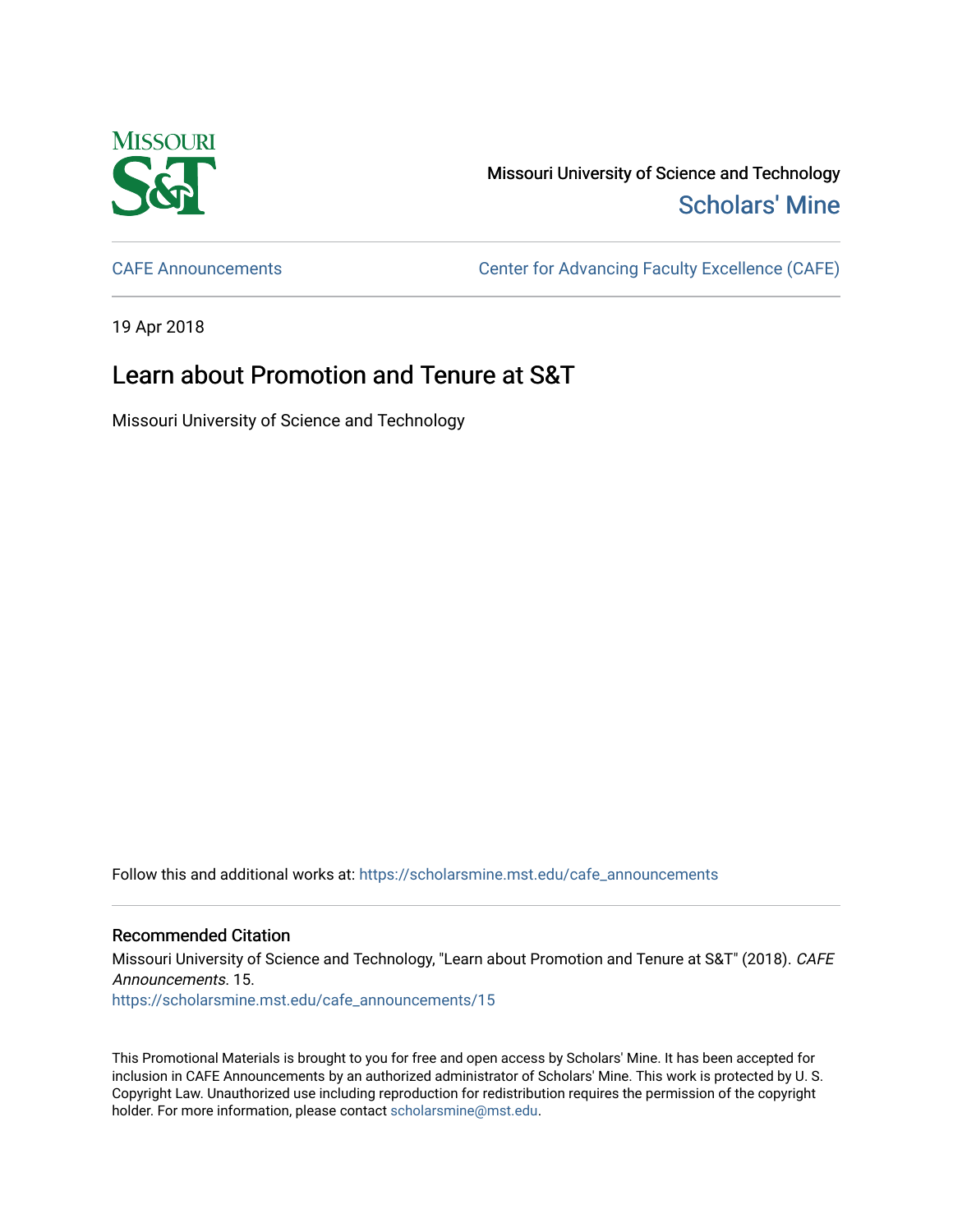Missouri University of Science and Technology
Scholars' Mine

CAFE Announcements | Center for Advancing Faculty Excellence (CAFE)

19 Apr 2018

# Learn about Promotion and Tenure at S&T

Missouri University of Science and Technology

Follow this and additional works at: https://scholarsmine.mst.edu/cafe_announcements

## Recommended Citation

Missouri University of Science and Technology, "Learn about Promotion and Tenure at S&T" (2018). *CAFE Announcements*. 15.
https://scholarsmine.mst.edu/cafe_announcements/15

This Promotional Materials is brought to you for free and open access by Scholars' Mine. It has been accepted for inclusion in CAFE Announcements by an authorized administrator of Scholars' Mine. This work is protected by U. S. Copyright Law. Unauthorized use including reproduction for redistribution requires the permission of the copyright holder. For more information, please contact scholarsmine@mst.edu.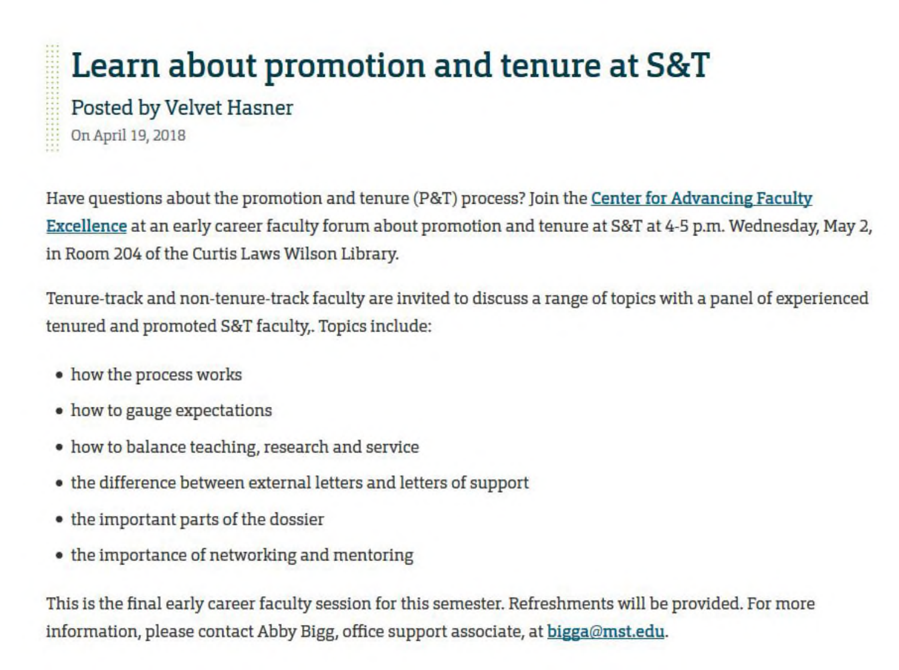# Learn about promotion and tenure at S&T

Posted by Velvet Hasner

On April 19, 2018

Have questions about the promotion and tenure (P&T) process? Join the [Center for Advancing Faculty Excellence]() at an early career faculty forum about promotion and tenure at S&T at 4-5 p.m. Wednesday, May 2, in Room 204 of the Curtis Laws Wilson Library.

Tenure-track and non-tenure-track faculty are invited to discuss a range of topics with a panel of experienced tenured and promoted S&T faculty,. Topics include:

- how the process works
- how to gauge expectations
- how to balance teaching, research and service
- the difference between external letters and letters of support
- the important parts of the dossier
- the importance of networking and mentoring

This is the final early career faculty session for this semester. Refreshments will be provided. For more information, please contact Abby Bigg, office support associate, at bigga@mst.edu.